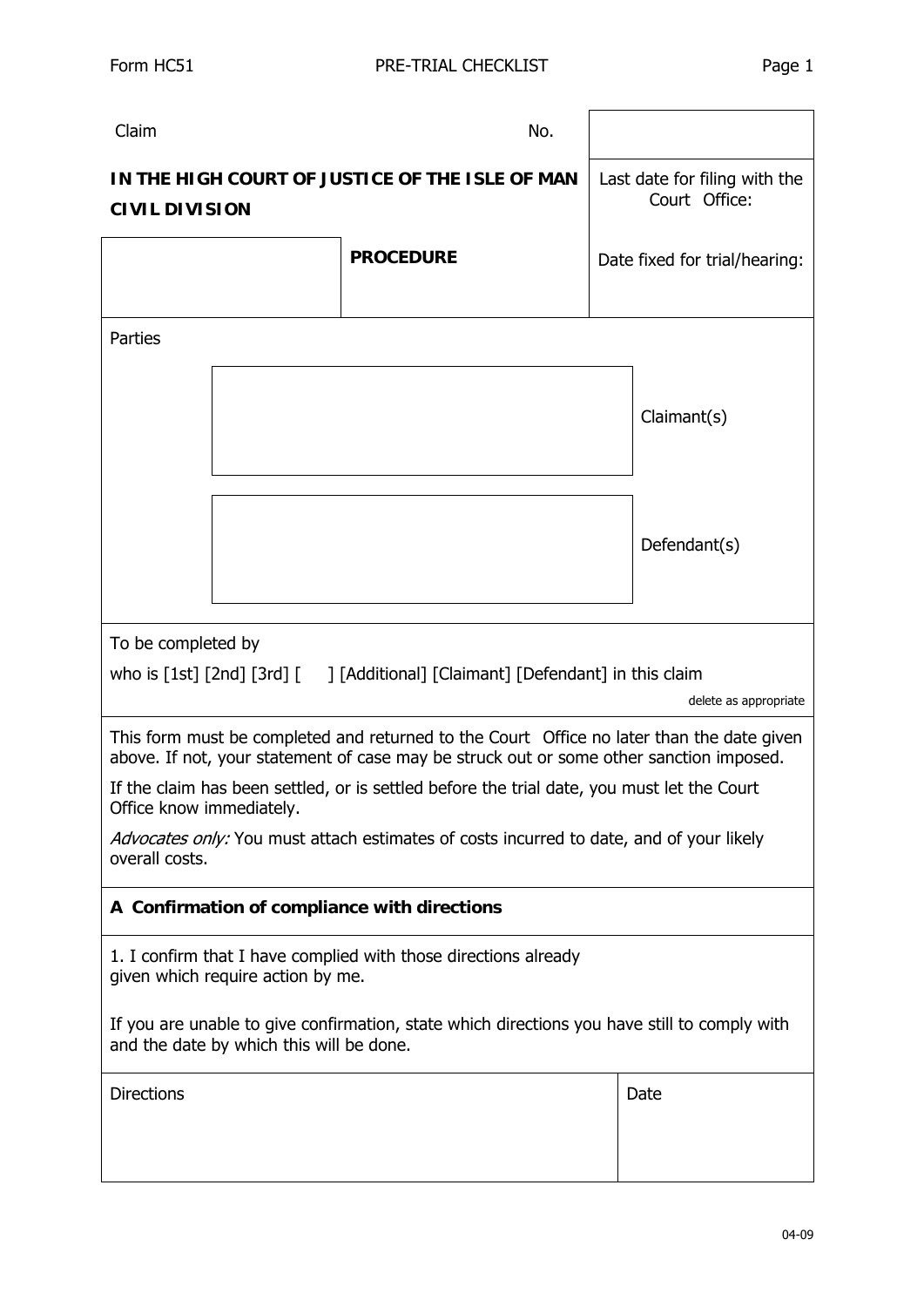Form HC51 PRE-TRIAL CHECKLIST

| Claim No. | |
|---|---|
| **IN THE HIGH COURT OF JUSTICE OF THE ISLE OF MAN CIVIL DIVISION** | Last date for filing with the Court Office: |
| **PROCEDURE** | Date fixed for trial/hearing: |

Parties

| | |
|---|---|
| | Claimant(s) |
| | Defendant(s) |

To be completed by

who is [1st] [2nd] [3rd] [ ] [Additional] [Claimant] [Defendant] in this claim

delete as appropriate

This form must be completed and returned to the Court Office no later than the date given above. If not, your statement of case may be struck out or some other sanction imposed.

If the claim has been settled, or is settled before the trial date, you must let the Court Office know immediately.

*Advocates only:* You must attach estimates of costs incurred to date, and of your likely overall costs.

## A Confirmation of compliance with directions

1. I confirm that I have complied with those directions already given which require action by me.

If you are unable to give confirmation, state which directions you have still to comply with and the date by which this will be done.

| Directions | Date |
|---|---|
| | |

04-09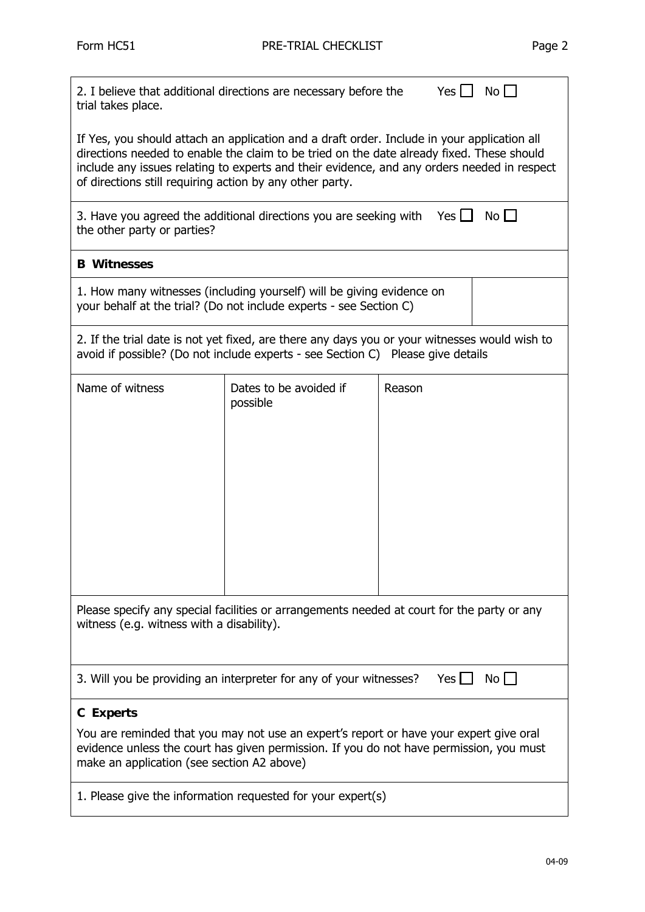2. I believe that additional directions are necessary before the trial takes place. Yes ☐ No ☐

If Yes, you should attach an application and a draft order. Include in your application all directions needed to enable the claim to be tried on the date already fixed. These should include any issues relating to experts and their evidence, and any orders needed in respect of directions still requiring action by any other party.

3. Have you agreed the additional directions you are seeking with the other party or parties? Yes ☐ No ☐

**B Witnesses**

1. How many witnesses (including yourself) will be giving evidence on your behalf at the trial? (Do not include experts - see Section C)

2. If the trial date is not yet fixed, are there any days you or your witnesses would wish to avoid if possible? (Do not include experts - see Section C) Please give details

| Name of witness | Dates to be avoided if possible | Reason |
| --- | --- | --- |
| | | |

Please specify any special facilities or arrangements needed at court for the party or any witness (e.g. witness with a disability).

3. Will you be providing an interpreter for any of your witnesses? Yes ☐ No ☐

**C Experts**

You are reminded that you may not use an expert's report or have your expert give oral evidence unless the court has given permission. If you do not have permission, you must make an application (see section A2 above)

1. Please give the information requested for your expert(s)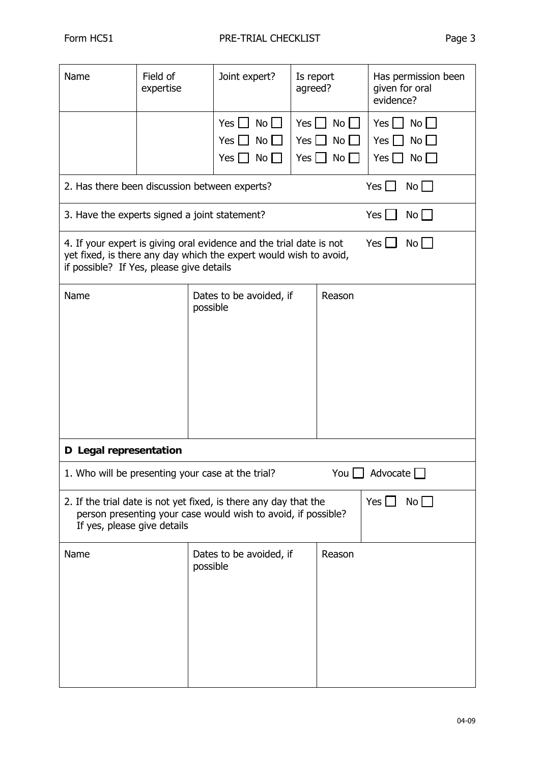| Name | Field of expertise | Joint expert? | Is report agreed? | Has permission been given for oral evidence? |
|---|---|---|---|---|
| | | Yes ☐ No ☐ | Yes ☐ No ☐ | Yes ☐ No ☐ |
| | | Yes ☐ No ☐ | Yes ☐ No ☐ | Yes ☐ No ☐ |
| | | Yes ☐ No ☐ | Yes ☐ No ☐ | Yes ☐ No ☐ |

2. Has there been discussion between experts? Yes ☐ No ☐

3. Have the experts signed a joint statement? Yes ☐ No ☐

4. If your expert is giving oral evidence and the trial date is not yet fixed, is there any day which the expert would wish to avoid, if possible? If Yes, please give details Yes ☐ No ☐

| Name | Dates to be avoided, if possible | Reason |
|---|---|---|
| | | |

## D Legal representation

1. Who will be presenting your case at the trial? You ☐ Advocate ☐

2. If the trial date is not yet fixed, is there any day that the person presenting your case would wish to avoid, if possible? If yes, please give details Yes ☐ No ☐

| Name | Dates to be avoided, if possible | Reason |
|---|---|---|
| | | |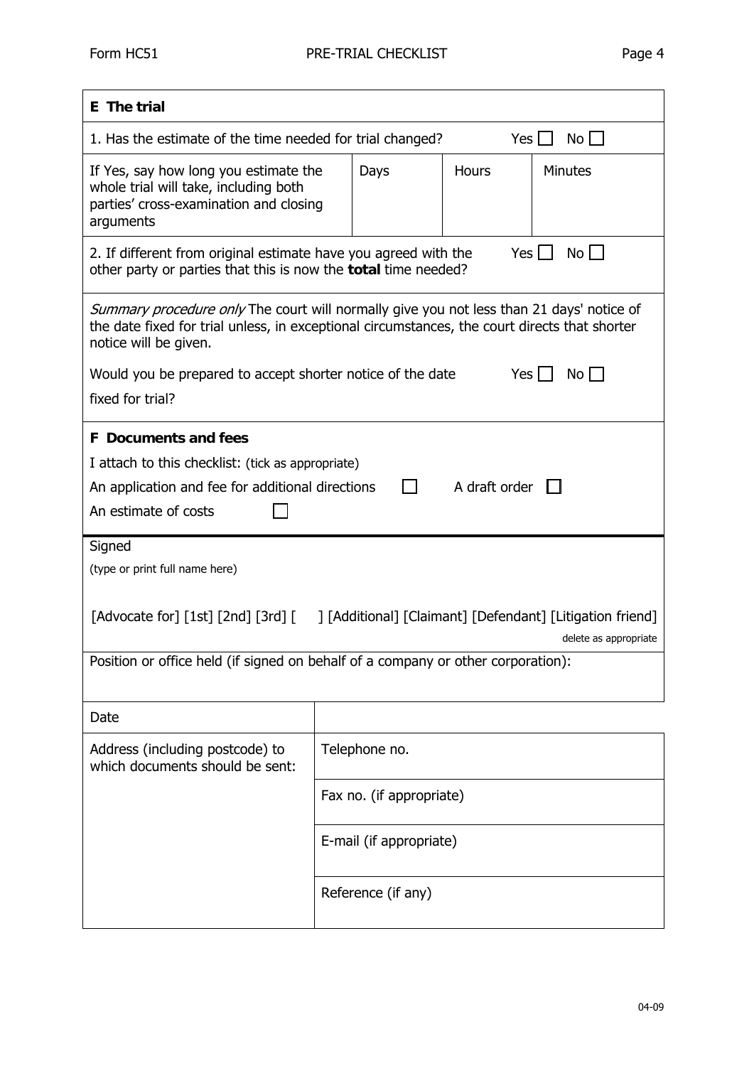## E The trial

1. Has the estimate of the time needed for trial changed? Yes ☐ No ☐

| | | | |
|---|---|---|---|
| If Yes, say how long you estimate the whole trial will take, including both parties' cross-examination and closing arguments | Days | Hours | Minutes |

2. If different from original estimate have you agreed with the other party or parties that this is now the **total** time needed? Yes ☐ No ☐

*Summary procedure only* The court will normally give you not less than 21 days' notice of the date fixed for trial unless, in exceptional circumstances, the court directs that shorter notice will be given.

Would you be prepared to accept shorter notice of the date fixed for trial? Yes ☐ No ☐

## F Documents and fees

I attach to this checklist: (tick as appropriate)

An application and fee for additional directions ☐ A draft order ☐

An estimate of costs ☐

Signed

(type or print full name here)

[Advocate for] [1st] [2nd] [3rd] [ ] [Additional] [Claimant] [Defendant] [Litigation friend]

delete as appropriate

Position or office held (if signed on behalf of a company or other corporation):

| | |
|---|---|
| Date | |
| Address (including postcode) to which documents should be sent: | Telephone no. |
| | Fax no. (if appropriate) |
| | E-mail (if appropriate) |
| | Reference (if any) |

04-09